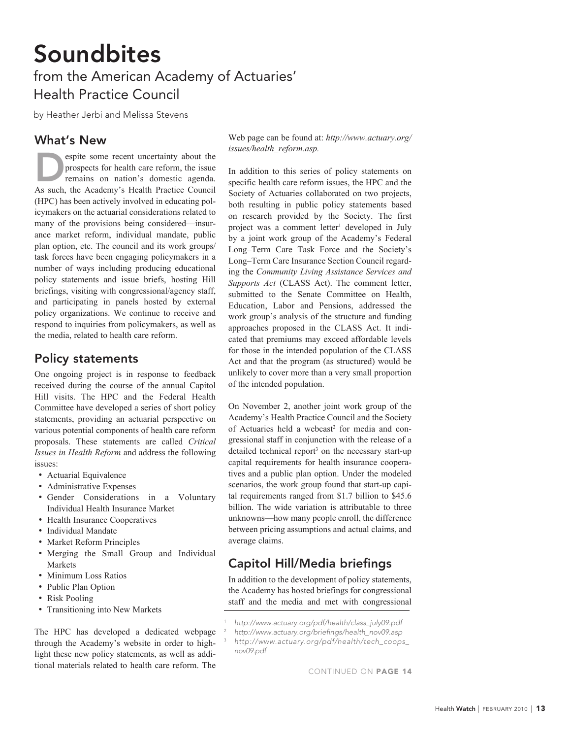# Soundbites

## from the American Academy of Actuaries' Health Practice Council

by Heather Jerbi and Melissa Stevens

### What's New

Despite some recent uncertainty about the prospects for health care reform, the issue remains on nation's domestic agenda. As such, the Academy's Health Practice Council (HPC) has been actively involved in educating policymakers on the actuarial considerations related to many of the provisions being considered—insurance market reform, individual mandate, public plan option, etc. The council and its work groups/task forces have been engaging policymakers in a number of ways including producing educational policy statements and issue briefs, hosting Hill briefings, visiting with congressional/agency staff, and participating in panels hosted by external policy organizations. We continue to receive and respond to inquiries from policymakers, as well as the media, related to health care reform.

### Policy statements

One ongoing project is in response to feedback received during the course of the annual Capitol Hill visits. The HPC and the Federal Health Committee have developed a series of short policy statements, providing an actuarial perspective on various potential components of health care reform proposals. These statements are called *Critical Issues in Health Reform* and address the following issues:

- Actuarial Equivalence
- Administrative Expenses
- Gender Considerations in a Voluntary Individual Health Insurance Market
- Health Insurance Cooperatives
- Individual Mandate
- Market Reform Principles
- Merging the Small Group and Individual Markets
- Minimum Loss Ratios
- Public Plan Option
- Risk Pooling
- Transitioning into New Markets

The HPC has developed a dedicated webpage through the Academy's website in order to highlight these new policy statements, as well as additional materials related to health care reform. The Web page can be found at: *http://www.actuary.org/issues/health_reform.asp.*

In addition to this series of policy statements on specific health care reform issues, the HPC and the Society of Actuaries collaborated on two projects, both resulting in public policy statements based on research provided by the Society. The first project was a comment letter[1] developed in July by a joint work group of the Academy's Federal Long–Term Care Task Force and the Society's Long–Term Care Insurance Section Council regarding the *Community Living Assistance Services and Supports Act* (CLASS Act). The comment letter, submitted to the Senate Committee on Health, Education, Labor and Pensions, addressed the work group's analysis of the structure and funding approaches proposed in the CLASS Act. It indicated that premiums may exceed affordable levels for those in the intended population of the CLASS Act and that the program (as structured) would be unlikely to cover more than a very small proportion of the intended population.

On November 2, another joint work group of the Academy's Health Practice Council and the Society of Actuaries held a webcast[2] for media and congressional staff in conjunction with the release of a detailed technical report[3] on the necessary start-up capital requirements for health insurance cooperatives and a public plan option. Under the modeled scenarios, the work group found that start-up capital requirements ranged from $1.7 billion to $45.6 billion. The wide variation is attributable to three unknowns—how many people enroll, the difference between pricing assumptions and actual claims, and average claims.

### Capitol Hill/Media briefings

In addition to the development of policy statements, the Academy has hosted briefings for congressional staff and the media and met with congressional

---

[1] *http://www.actuary.org/pdf/health/class_july09.pdf*

[2] *http://www.actuary.org/briefings/health_nov09.asp*

[3] *http://www.actuary.org/pdf/health/tech_coops_nov09.pdf*

CONTINUED ON **PAGE 14**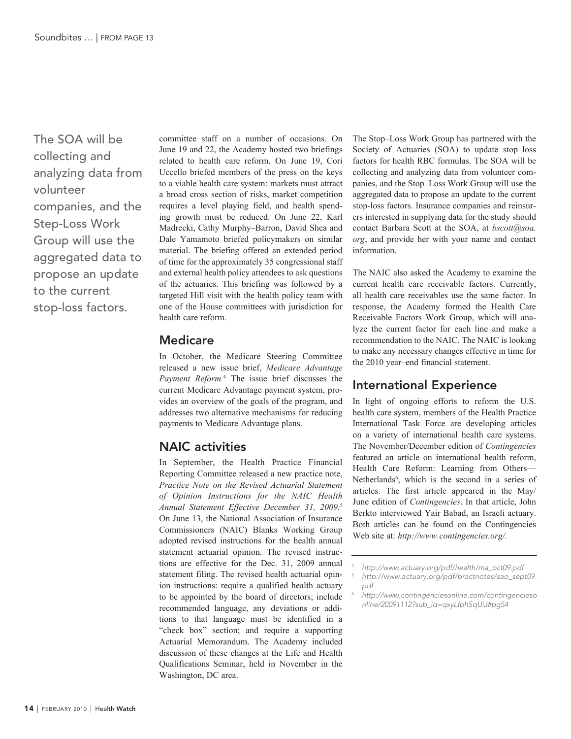The SOA will be collecting and analyzing data from volunteer companies, and the Step-Loss Work Group will use the aggregated data to propose an update to the current stop-loss factors.

committee staff on a number of occasions. On June 19 and 22, the Academy hosted two briefings related to health care reform. On June 19, Cori Uccello briefed members of the press on the keys to a viable health care system: markets must attract a broad cross section of risks, market competition requires a level playing field, and health spending growth must be reduced. On June 22, Karl Madrecki, Cathy Murphy–Barron, David Shea and Dale Yamamoto briefed policymakers on similar material. The briefing offered an extended period of time for the approximately 35 congressional staff and external health policy attendees to ask questions of the actuaries. This briefing was followed by a targeted Hill visit with the health policy team with one of the House committees with jurisdiction for health care reform.

## Medicare

In October, the Medicare Steering Committee released a new issue brief, *Medicare Advantage Payment Reform*.[4] The issue brief discusses the current Medicare Advantage payment system, provides an overview of the goals of the program, and addresses two alternative mechanisms for reducing payments to Medicare Advantage plans.

## NAIC activities

In September, the Health Practice Financial Reporting Committee released a new practice note, *Practice Note on the Revised Actuarial Statement of Opinion Instructions for the NAIC Health Annual Statement Effective December 31, 2009*.[5] On June 13, the National Association of Insurance Commissioners (NAIC) Blanks Working Group adopted revised instructions for the health annual statement actuarial opinion. The revised instructions are effective for the Dec. 31, 2009 annual statement filing. The revised health actuarial opinion instructions: require a qualified health actuary to be appointed by the board of directors; include recommended language, any deviations or additions to that language must be identified in a "check box" section; and require a supporting Actuarial Memorandum. The Academy included discussion of these changes at the Life and Health Qualifications Seminar, held in November in the Washington, DC area.

The Stop–Loss Work Group has partnered with the Society of Actuaries (SOA) to update stop–loss factors for health RBC formulas. The SOA will be collecting and analyzing data from volunteer companies, and the Stop–Loss Work Group will use the aggregated data to propose an update to the current stop-loss factors. Insurance companies and reinsurers interested in supplying data for the study should contact Barbara Scott at the SOA, at *bscott@soa.org*, and provide her with your name and contact information.

The NAIC also asked the Academy to examine the current health care receivable factors. Currently, all health care receivables use the same factor. In response, the Academy formed the Health Care Receivable Factors Work Group, which will analyze the current factor for each line and make a recommendation to the NAIC. The NAIC is looking to make any necessary changes effective in time for the 2010 year–end financial statement.

## International Experience

In light of ongoing efforts to reform the U.S. health care system, members of the Health Practice International Task Force are developing articles on a variety of international health care systems. The November/December edition of *Contingencies* featured an article on international health reform, Health Care Reform: Learning from Others—Netherlands[6], which is the second in a series of articles. The first article appeared in the May/June edition of *Contingencies*. In that article, John Berkto interviewed Yair Babad, an Israeli actuary. Both articles can be found on the Contingencies Web site at: *http://www.contingencies.org/.*

---

[4] *http://www.actuary.org/pdf/health/ma_oct09.pdf*

[5] *http://www.actuary.org/pdf/practnotes/sao_sept09.pdf*

[6] *http://www.contingenciesonline.com/contingenciesonline/20091112?sub_id=qxyLfphSqUiJ#pg54*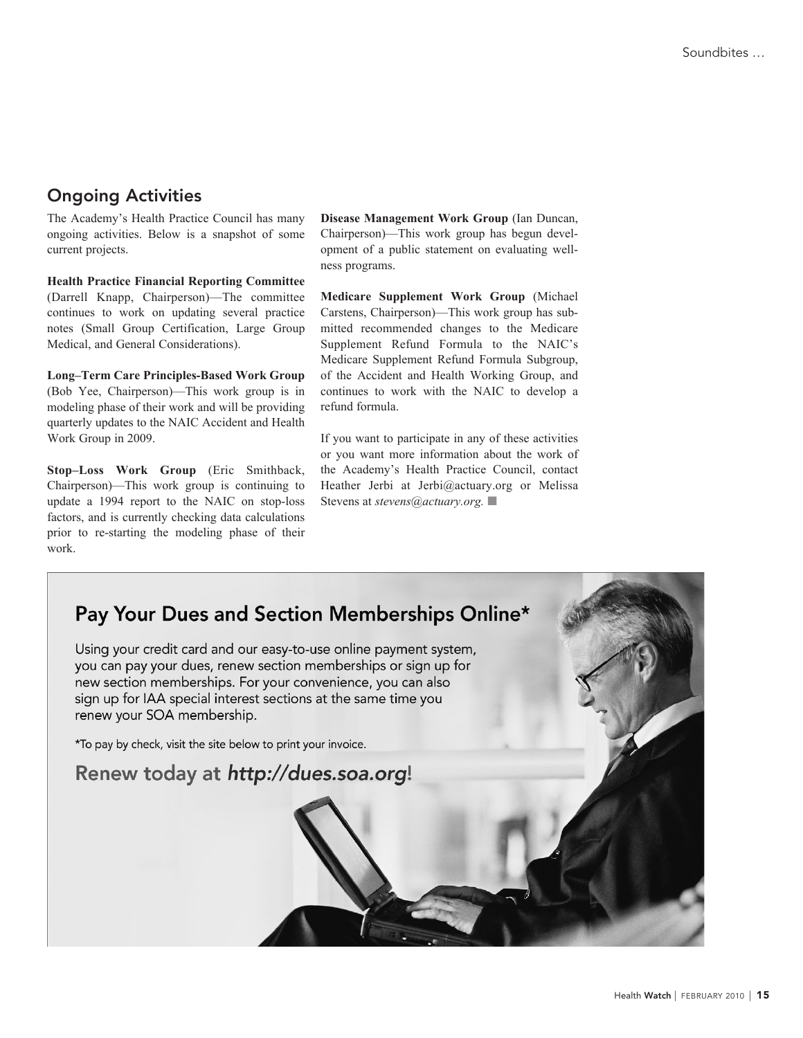## Ongoing Activities

The Academy's Health Practice Council has many ongoing activities. Below is a snapshot of some current projects.

**Health Practice Financial Reporting Committee** (Darrell Knapp, Chairperson)—The committee continues to work on updating several practice notes (Small Group Certification, Large Group Medical, and General Considerations).

**Long–Term Care Principles-Based Work Group** (Bob Yee, Chairperson)—This work group is in modeling phase of their work and will be providing quarterly updates to the NAIC Accident and Health Work Group in 2009.

**Stop–Loss Work Group** (Eric Smithback, Chairperson)—This work group is continuing to update a 1994 report to the NAIC on stop-loss factors, and is currently checking data calculations prior to re-starting the modeling phase of their work.

**Disease Management Work Group** (Ian Duncan, Chairperson)—This work group has begun development of a public statement on evaluating wellness programs.

**Medicare Supplement Work Group** (Michael Carstens, Chairperson)—This work group has submitted recommended changes to the Medicare Supplement Refund Formula to the NAIC's Medicare Supplement Refund Formula Subgroup, of the Accident and Health Working Group, and continues to work with the NAIC to develop a refund formula.

If you want to participate in any of these activities or you want more information about the work of the Academy's Health Practice Council, contact Heather Jerbi at Jerbi@actuary.org or Melissa Stevens at *stevens@actuary.org.* ■

## Pay Your Dues and Section Memberships Online*

Using your credit card and our easy-to-use online payment system, you can pay your dues, renew section memberships or sign up for new section memberships. For your convenience, you can also sign up for IAA special interest sections at the same time you renew your SOA membership.

*To pay by check, visit the site below to print your invoice.

Renew today at *http://dues.soa.org*!